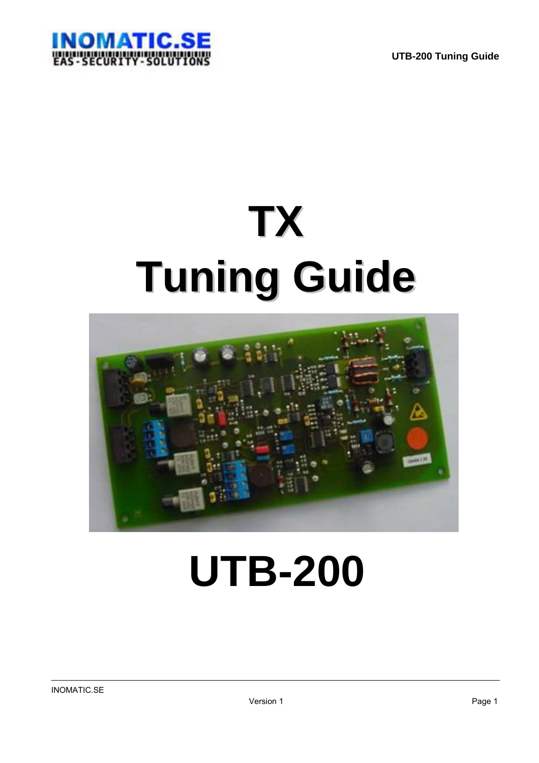# TX

# Tuning Guide

# UTB-200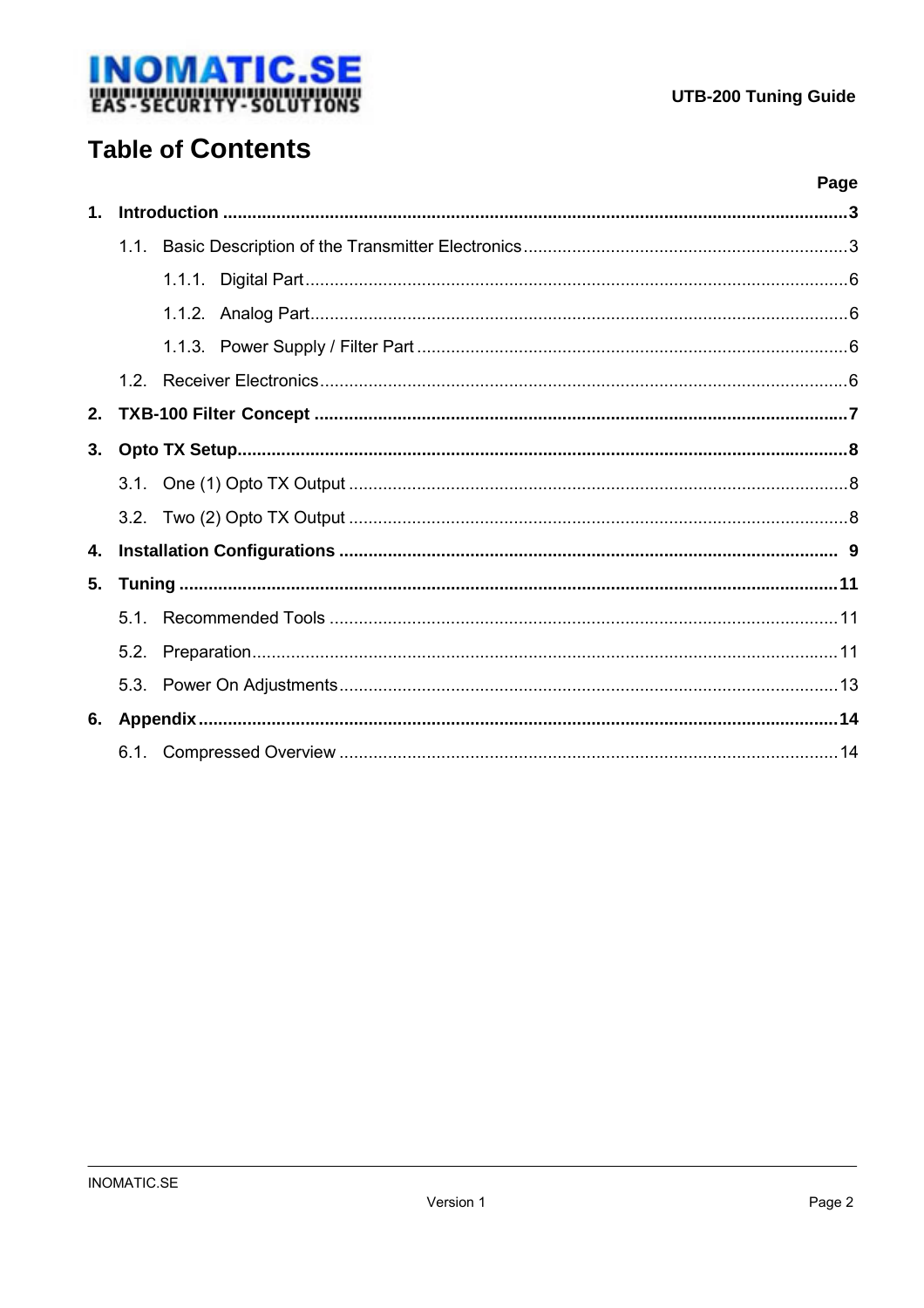# Table of Contents

**Page**

**1. Introduction ........................................................ 3**

- 1.1. Basic Description of the Transmitter Electronics ........................ 3
  - 1.1.1. Digital Part ........................................................ 6
  - 1.1.2. Analog Part ........................................................ 6
  - 1.1.3. Power Supply / Filter Part ........................................ 6
- 1.2. Receiver Electronics ........................................................ 6

**2. TXB-100 Filter Concept ........................................................ 7**

**3. Opto TX Setup ........................................................ 8**

- 3.1. One (1) Opto TX Output ........................................................ 8
- 3.2. Two (2) Opto TX Output ........................................................ 8

**4. Installation Configurations ........................................................ 9**

**5. Tuning ........................................................ 11**

- 5.1. Recommended Tools ........................................................ 11
- 5.2. Preparation ........................................................ 11
- 5.3. Power On Adjustments ........................................................ 13

**6. Appendix ........................................................ 14**

- 6.1. Compressed Overview ........................................................ 14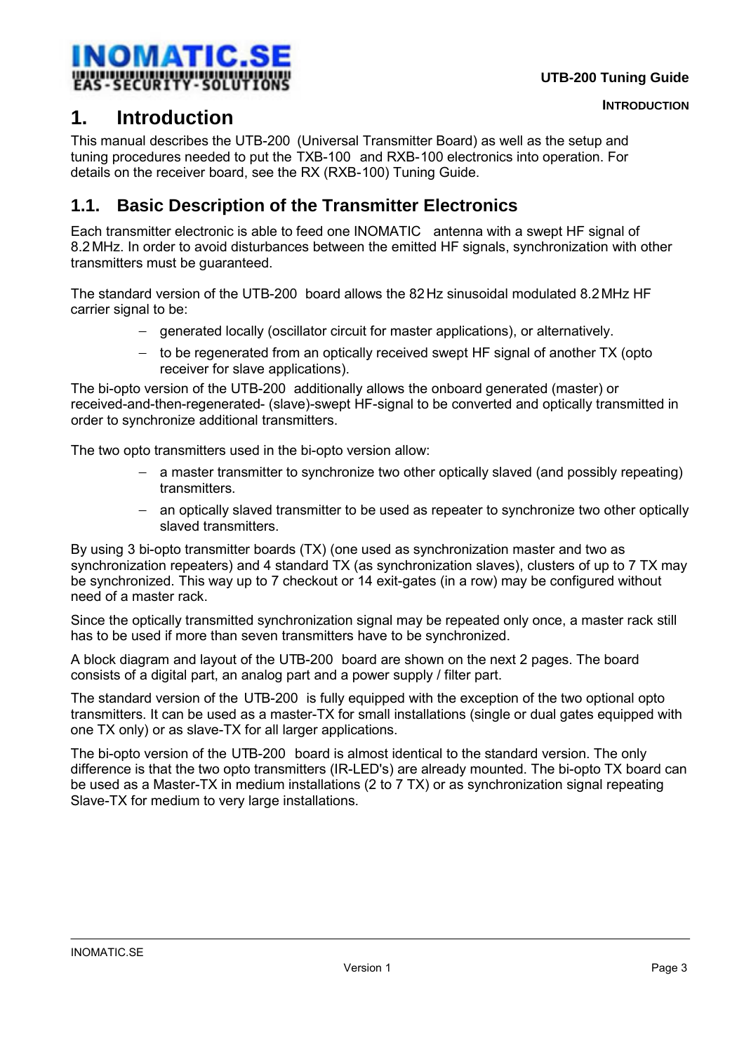# 1. Introduction

This manual describes the UTB-200 (Universal Transmitter Board) as well as the setup and tuning procedures needed to put the TXB-100 and RXB-100 electronics into operation. For details on the receiver board, see the RX (RXB-100) Tuning Guide.

## 1.1. Basic Description of the Transmitter Electronics

Each transmitter electronic is able to feed one INOMATIC antenna with a swept HF signal of 8.2 MHz. In order to avoid disturbances between the emitted HF signals, synchronization with other transmitters must be guaranteed.

The standard version of the UTB-200 board allows the 82 Hz sinusoidal modulated 8.2 MHz HF carrier signal to be:

- generated locally (oscillator circuit for master applications), or alternatively.
- to be regenerated from an optically received swept HF signal of another TX (opto receiver for slave applications).

The bi-opto version of the UTB-200 additionally allows the onboard generated (master) or received-and-then-regenerated- (slave)-swept HF-signal to be converted and optically transmitted in order to synchronize additional transmitters.

The two opto transmitters used in the bi-opto version allow:

- a master transmitter to synchronize two other optically slaved (and possibly repeating) transmitters.
- an optically slaved transmitter to be used as repeater to synchronize two other optically slaved transmitters.

By using 3 bi-opto transmitter boards (TX) (one used as synchronization master and two as synchronization repeaters) and 4 standard TX (as synchronization slaves), clusters of up to 7 TX may be synchronized. This way up to 7 checkout or 14 exit-gates (in a row) may be configured without need of a master rack.

Since the optically transmitted synchronization signal may be repeated only once, a master rack still has to be used if more than seven transmitters have to be synchronized.

A block diagram and layout of the UTB-200 board are shown on the next 2 pages. The board consists of a digital part, an analog part and a power supply / filter part.

The standard version of the UTB-200 is fully equipped with the exception of the two optional opto transmitters. It can be used as a master-TX for small installations (single or dual gates equipped with one TX only) or as slave-TX for all larger applications.

The bi-opto version of the UTB-200 board is almost identical to the standard version. The only difference is that the two opto transmitters (IR-LED's) are already mounted. The bi-opto TX board can be used as a Master-TX in medium installations (2 to 7 TX) or as synchronization signal repeating Slave-TX for medium to very large installations.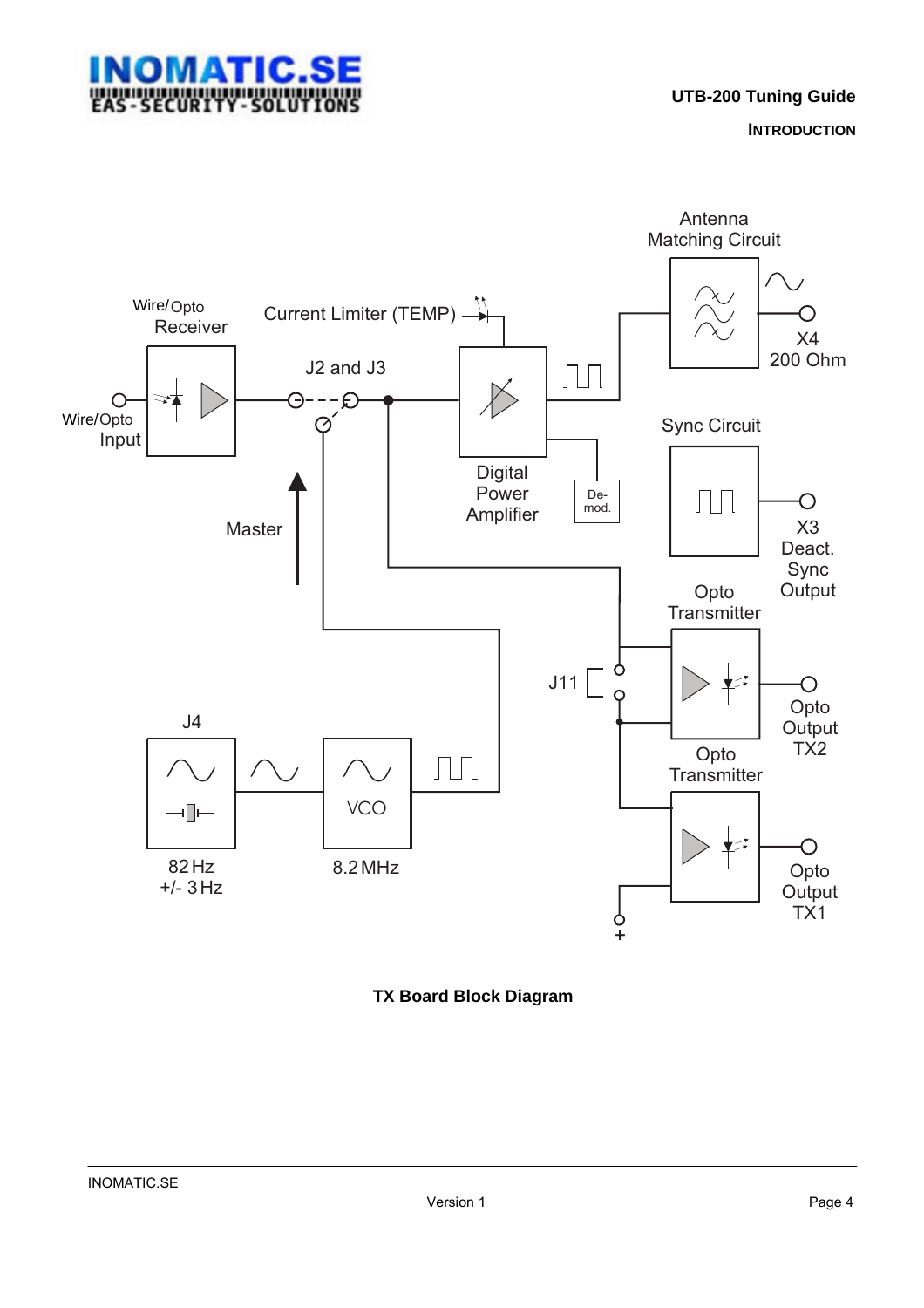**TX Board Block Diagram**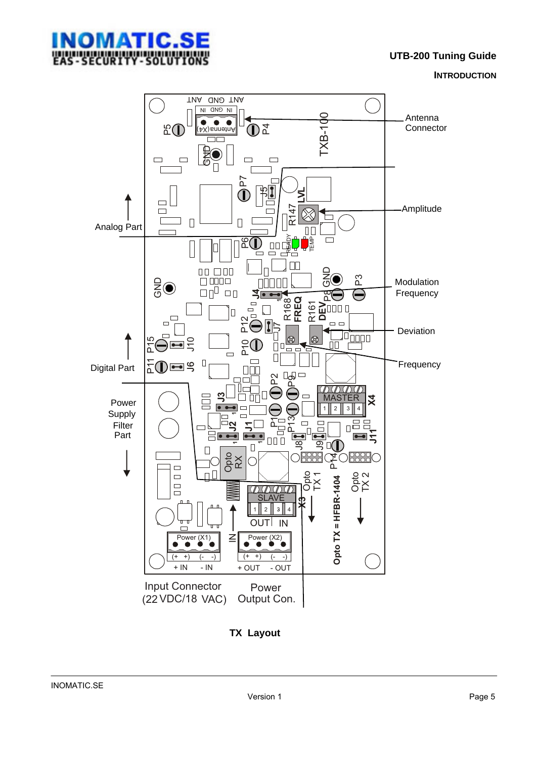Antenna Connector

Amplitude

Analog Part

Modulation Frequency

Deviation

Frequency

Digital Part

Power Supply Filter Part

Input Connector (22 VDC/18 VAC)

Power Output Con.

Opto TX = HFBR-1404

**TX Layout**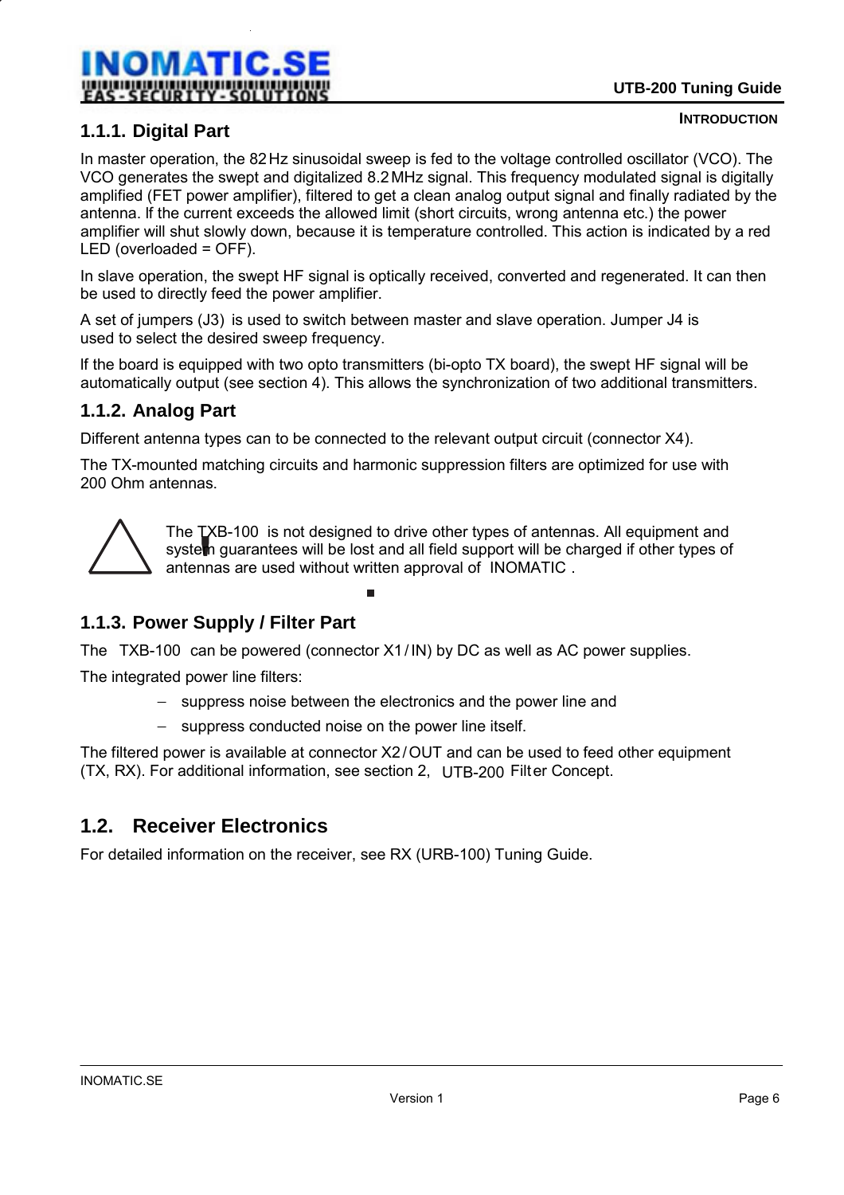### 1.1.1. Digital Part

In master operation, the 82 Hz sinusoidal sweep is fed to the voltage controlled oscillator (VCO). The VCO generates the swept and digitalized 8.2 MHz signal. This frequency modulated signal is digitally amplified (FET power amplifier), filtered to get a clean analog output signal and finally radiated by the antenna. If the current exceeds the allowed limit (short circuits, wrong antenna etc.) the power amplifier will shut slowly down, because it is temperature controlled. This action is indicated by a red LED (overloaded = OFF).

In slave operation, the swept HF signal is optically received, converted and regenerated. It can then be used to directly feed the power amplifier.

A set of jumpers (J3) is used to switch between master and slave operation. Jumper J4 is used to select the desired sweep frequency.

If the board is equipped with two opto transmitters (bi-opto TX board), the swept HF signal will be automatically output (see section 4). This allows the synchronization of two additional transmitters.

### 1.1.2. Analog Part

Different antenna types can to be connected to the relevant output circuit (connector X4).

The TX-mounted matching circuits and harmonic suppression filters are optimized for use with 200 Ohm antennas.

> ⚠ The TXB-100 is not designed to drive other types of antennas. All equipment and system guarantees will be lost and all field support will be charged if other types of antennas are used without written approval of INOMATIC .

### 1.1.3. Power Supply / Filter Part

The TXB-100 can be powered (connector X1 / IN) by DC as well as AC power supplies.

The integrated power line filters:

- suppress noise between the electronics and the power line and
- suppress conducted noise on the power line itself.

The filtered power is available at connector X2 / OUT and can be used to feed other equipment (TX, RX). For additional information, see section 2, UTB-200 Filter Concept.

## 1.2. Receiver Electronics

For detailed information on the receiver, see RX (URB-100) Tuning Guide.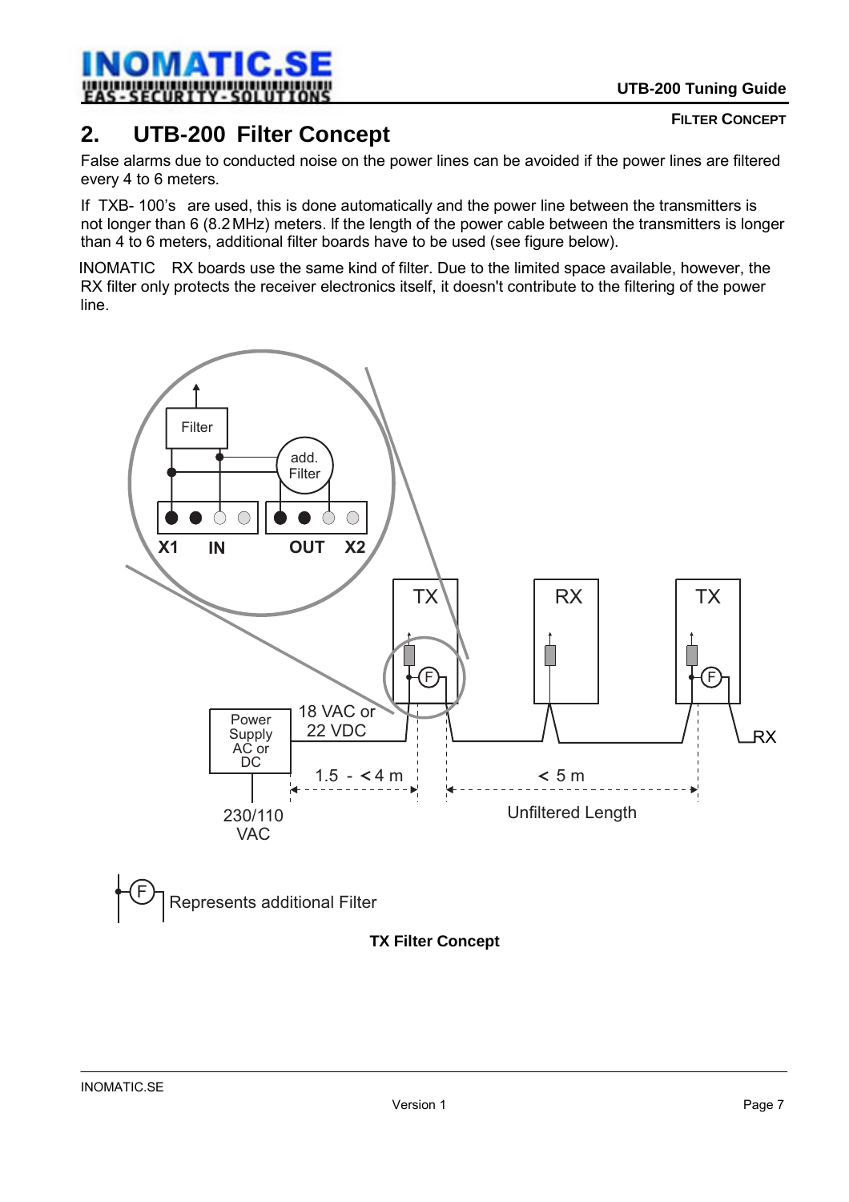## 2. UTB-200 Filter Concept

False alarms due to conducted noise on the power lines can be avoided if the power lines are filtered every 4 to 6 meters.

If TXB- 100's are used, this is done automatically and the power line between the transmitters is not longer than 6 (8.2 MHz) meters. If the length of the power cable between the transmitters is longer than 4 to 6 meters, additional filter boards have to be used (see figure below).

INOMATIC RX boards use the same kind of filter. Due to the limited space available, however, the RX filter only protects the receiver electronics itself, it doesn't contribute to the filtering of the power line.

**TX Filter Concept**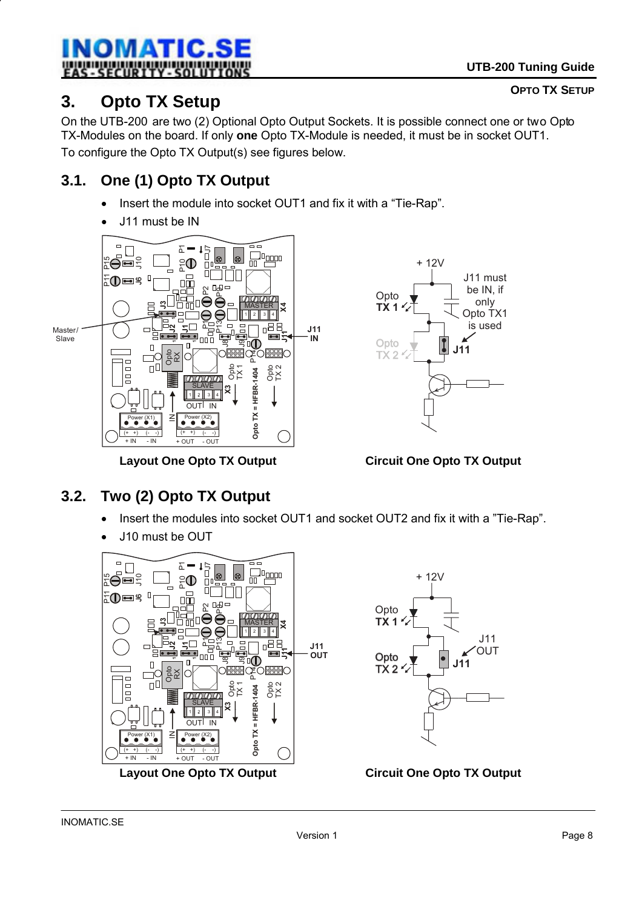# 3. Opto TX Setup

On the UTB-200 are two (2) Optional Opto Output Sockets. It is possible connect one or two Opto TX-Modules on the board. If only **one** Opto TX-Module is needed, it must be in socket OUT1.

To configure the Opto TX Output(s) see figures below.

## 3.1. One (1) Opto TX Output

- Insert the module into socket OUT1 and fix it with a "Tie-Rap".
- J11 must be IN

**Layout One Opto TX Output** **Circuit One Opto TX Output**

## 3.2. Two (2) Opto TX Output

- Insert the modules into socket OUT1 and socket OUT2 and fix it with a "Tie-Rap".
- J10 must be OUT

**Layout One Opto TX Output** **Circuit One Opto TX Output**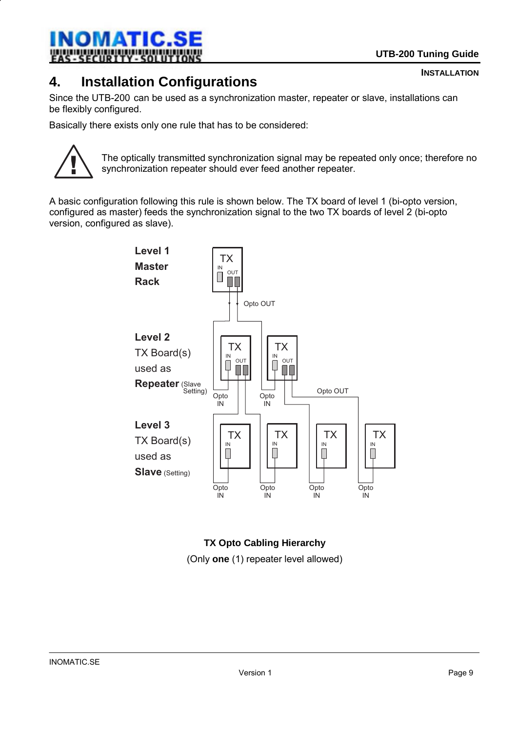# 4. Installation Configurations

Since the UTB-200 can be used as a synchronization master, repeater or slave, installations can be flexibly configured.

Basically there exists only one rule that has to be considered:

> **!** The optically transmitted synchronization signal may be repeated only once; therefore no synchronization repeater should ever feed another repeater.

A basic configuration following this rule is shown below. The TX board of level 1 (bi-opto version, configured as master) feeds the synchronization signal to the two TX boards of level 2 (bi-opto version, configured as slave).

**Level 1**
**Master**
**Rack**

TX IN OUT

Opto OUT

**Level 2**
TX Board(s)
used as
**Repeater** (Slave Setting)

TX IN OUT — TX IN OUT

Opto IN — Opto IN — Opto OUT

**Level 3**
TX Board(s)
used as
**Slave** (Setting)

TX IN — TX IN — TX IN — TX IN

Opto IN — Opto IN — Opto IN — Opto IN

**TX Opto Cabling Hierarchy**

(Only **one** (1) repeater level allowed)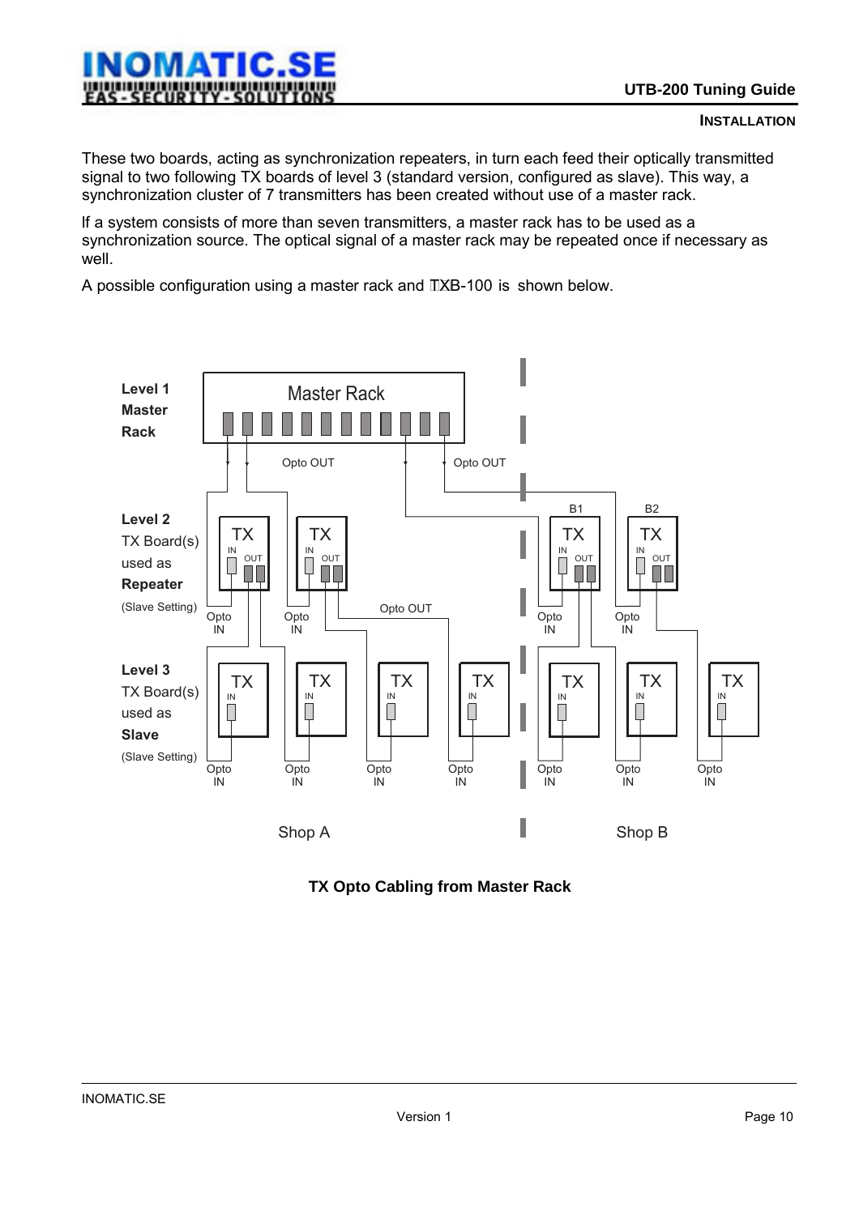These two boards, acting as synchronization repeaters, in turn each feed their optically transmitted signal to two following TX boards of level 3 (standard version, configured as slave). This way, a synchronization cluster of 7 transmitters has been created without use of a master rack.

If a system consists of more than seven transmitters, a master rack has to be used as a synchronization source. The optical signal of a master rack may be repeated once if necessary as well.

A possible configuration using a master rack and TXB-100 is shown below.

**TX Opto Cabling from Master Rack**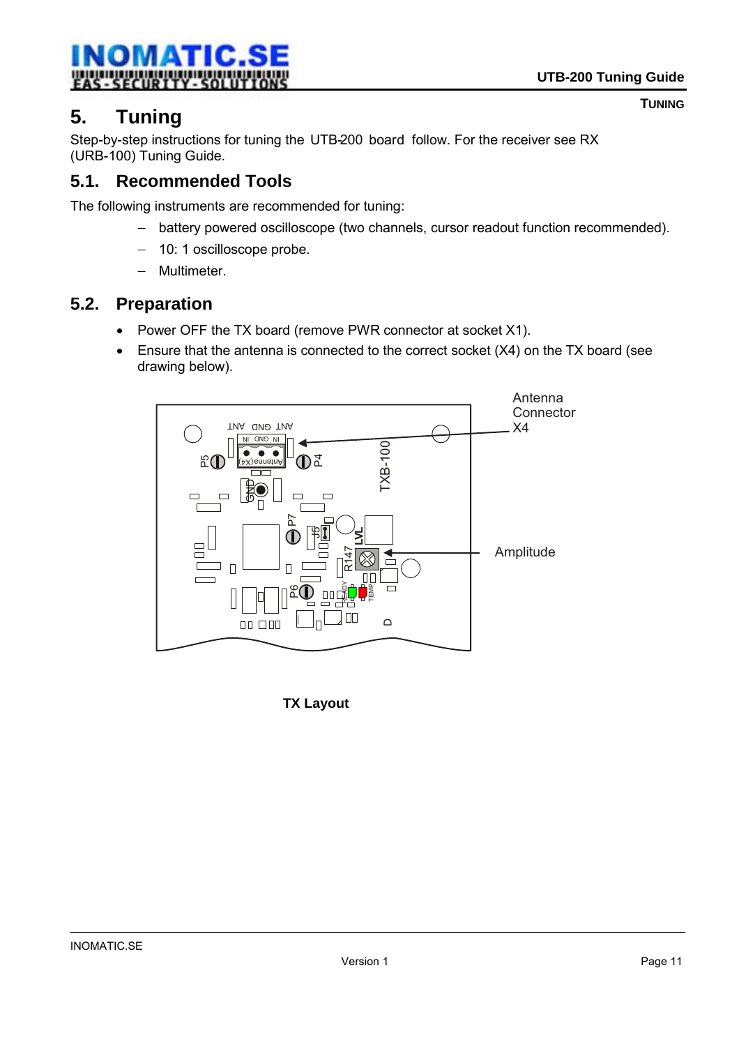# 5. Tuning

Step-by-step instructions for tuning the UTB-200 board follow. For the receiver see RX (URB-100) Tuning Guide.

## 5.1. Recommended Tools

The following instruments are recommended for tuning:

- battery powered oscilloscope (two channels, cursor readout function recommended).
- 10: 1 oscilloscope probe.
- Multimeter.

## 5.2. Preparation

- Power OFF the TX board (remove PWR connector at socket X1).
- Ensure that the antenna is connected to the correct socket (X4) on the TX board (see drawing below).

**TX Layout**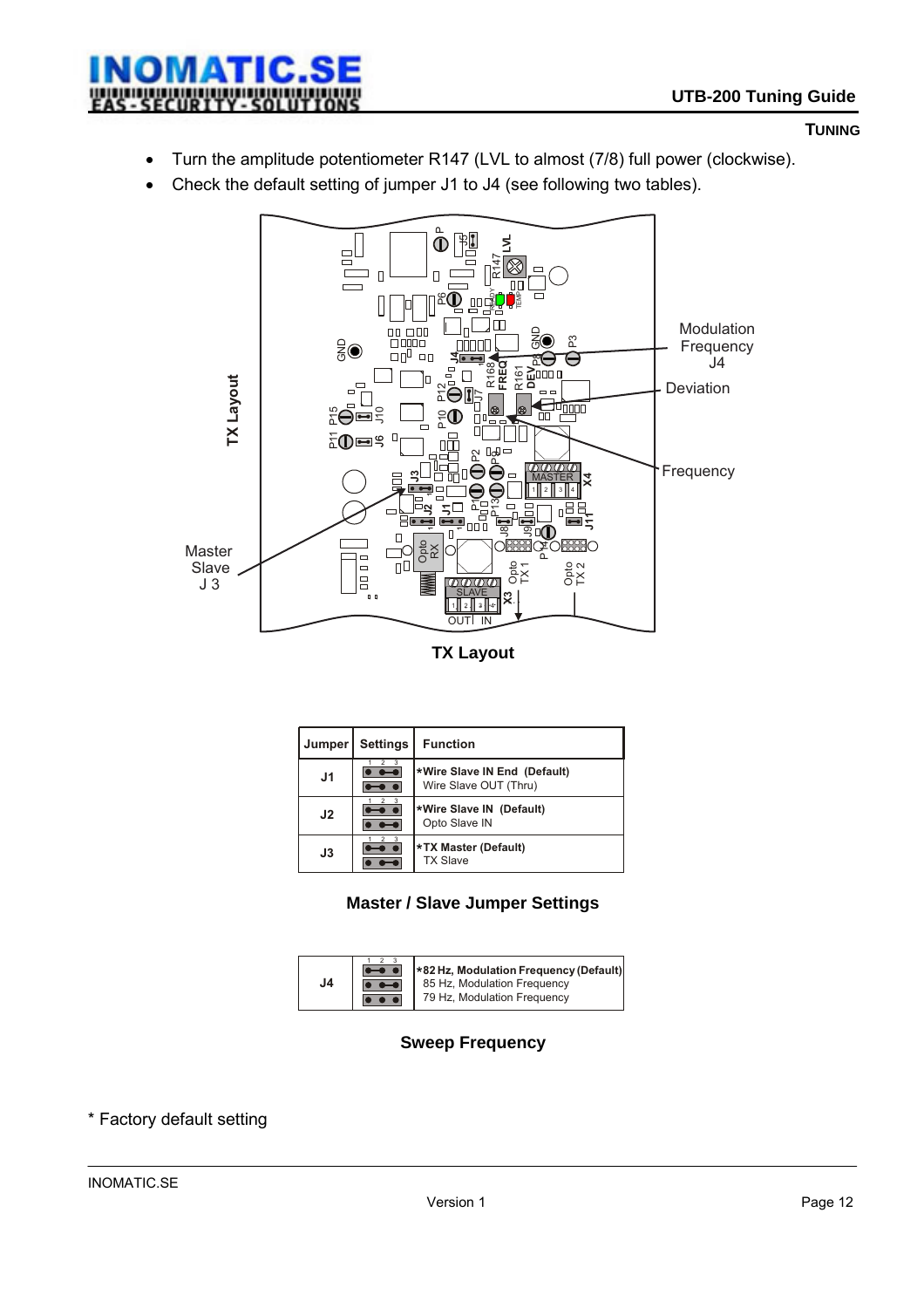- Turn the amplitude potentiometer R147 (LVL to almost (7/8) full power (clockwise).
- Check the default setting of jumper J1 to J4 (see following two tables).

**TX Layout**

| Jumper | Settings | Function |
|---|---|---|
| J1 | 1 2 3 | *Wire Slave IN End (Default)<br>Wire Slave OUT (Thru) |
| J2 | 1 2 3 | *Wire Slave IN (Default)<br>Opto Slave IN |
| J3 | 1 2 3 | *TX Master (Default)<br>TX Slave |

**Master / Slave Jumper Settings**

| | | |
|---|---|---|
| J4 | 1 2 3 | *82 Hz, Modulation Frequency (Default)<br>85 Hz, Modulation Frequency<br>79 Hz, Modulation Frequency |

**Sweep Frequency**

* Factory default setting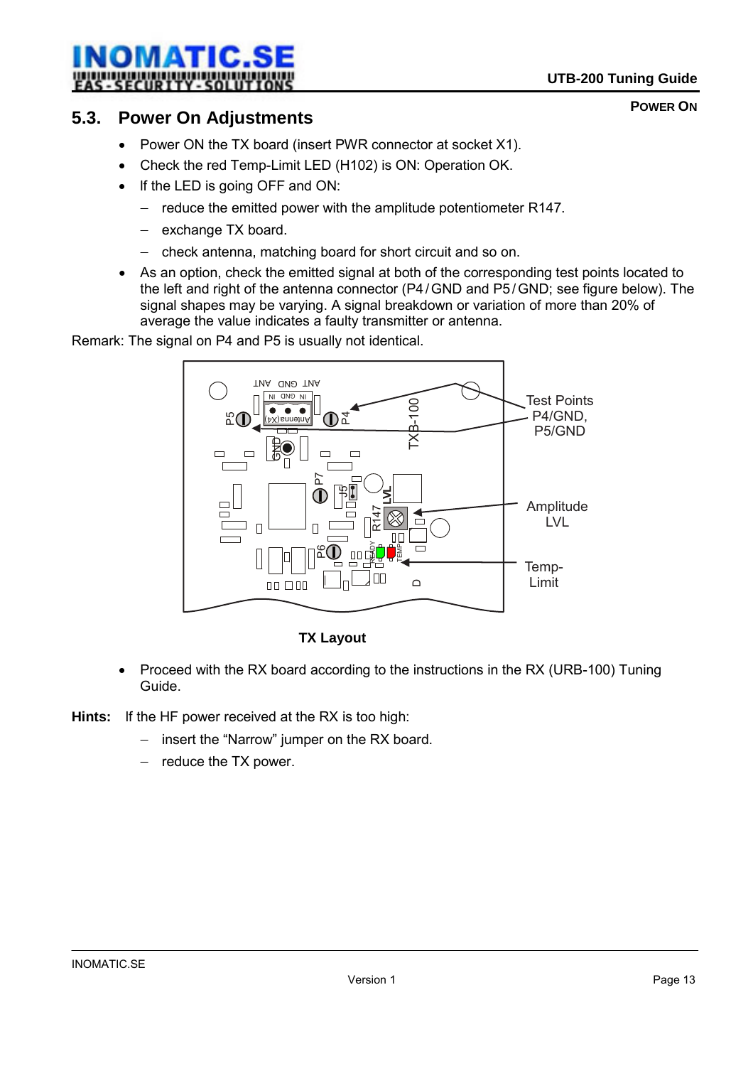## 5.3. Power On Adjustments

- Power ON the TX board (insert PWR connector at socket X1).
- Check the red Temp-Limit LED (H102) is ON: Operation OK.
- If the LED is going OFF and ON:
  - reduce the emitted power with the amplitude potentiometer R147.
  - exchange TX board.
  - check antenna, matching board for short circuit and so on.
- As an option, check the emitted signal at both of the corresponding test points located to the left and right of the antenna connector (P4 / GND and P5 / GND; see figure below). The signal shapes may be varying. A signal breakdown or variation of more than 20% of average the value indicates a faulty transmitter or antenna.

Remark: The signal on P4 and P5 is usually not identical.

Test Points P4/GND, P5/GND

Amplitude LVL

Temp-Limit

**TX Layout**

- Proceed with the RX board according to the instructions in the RX (URB-100) Tuning Guide.

**Hints:** If the HF power received at the RX is too high:

- insert the "Narrow" jumper on the RX board.
- reduce the TX power.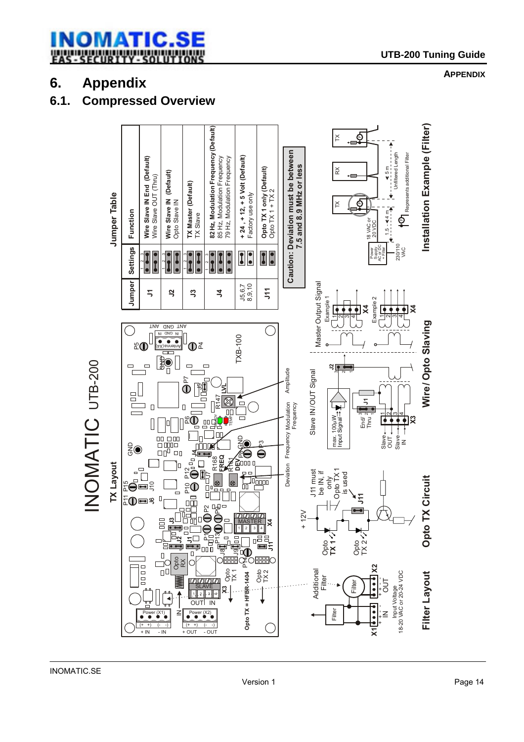# 6. Appendix

## 6.1. Compressed Overview

INOMATIC UTB-200

TX Layout

### Jumper Table

| Jumper | Settings | Function |
|---|---|---|
| J1 | | **Wire Slave IN End (Default)**<br>Wire Slave OUT (Thru) |
| J2 | | **Wire Slave IN (Default)**<br>Opto Slave IN |
| J3 | | **TX Master (Default)**<br>TX Slave |
| J4 | | **82 Hz, Modulation Frequency (Default)**<br>85 Hz, Modulation Frequency<br>79 Hz, Modulation Frequency |
| J5,6,7<br>8,9,10 | | **+ 24 , + 12, + 5 Volt (Default)**<br>Factory use only |
| J11 | | **Opto TX 1 only (Default)**<br>Opto TX 1 + TX 2 |

**Caution: Deviation must be between 7.5 and 8.9 MHz or less**

Deviation Frequency Modulation Frequency Amplitude

Opto TX = HFBR-1404

J11 must be IN, if only Opto TX1 is used

Slave IN/OUT Signal

max. 100µW Input Signal

Master Output Signal
Example 1
Example 2

Input Voltage 18-20 VAC or 20-24 VDC

18 VAC or 20 VDC

≤ 5 m Unfiltered Length

1,5 - ≤ 4 m

Represents additional Filter

Power Supply AC or DC + Filter

230/110 VAC

Filter Layout

Opto TX Circuit

Wire / Opto Slaving

Installation Example (Filter)